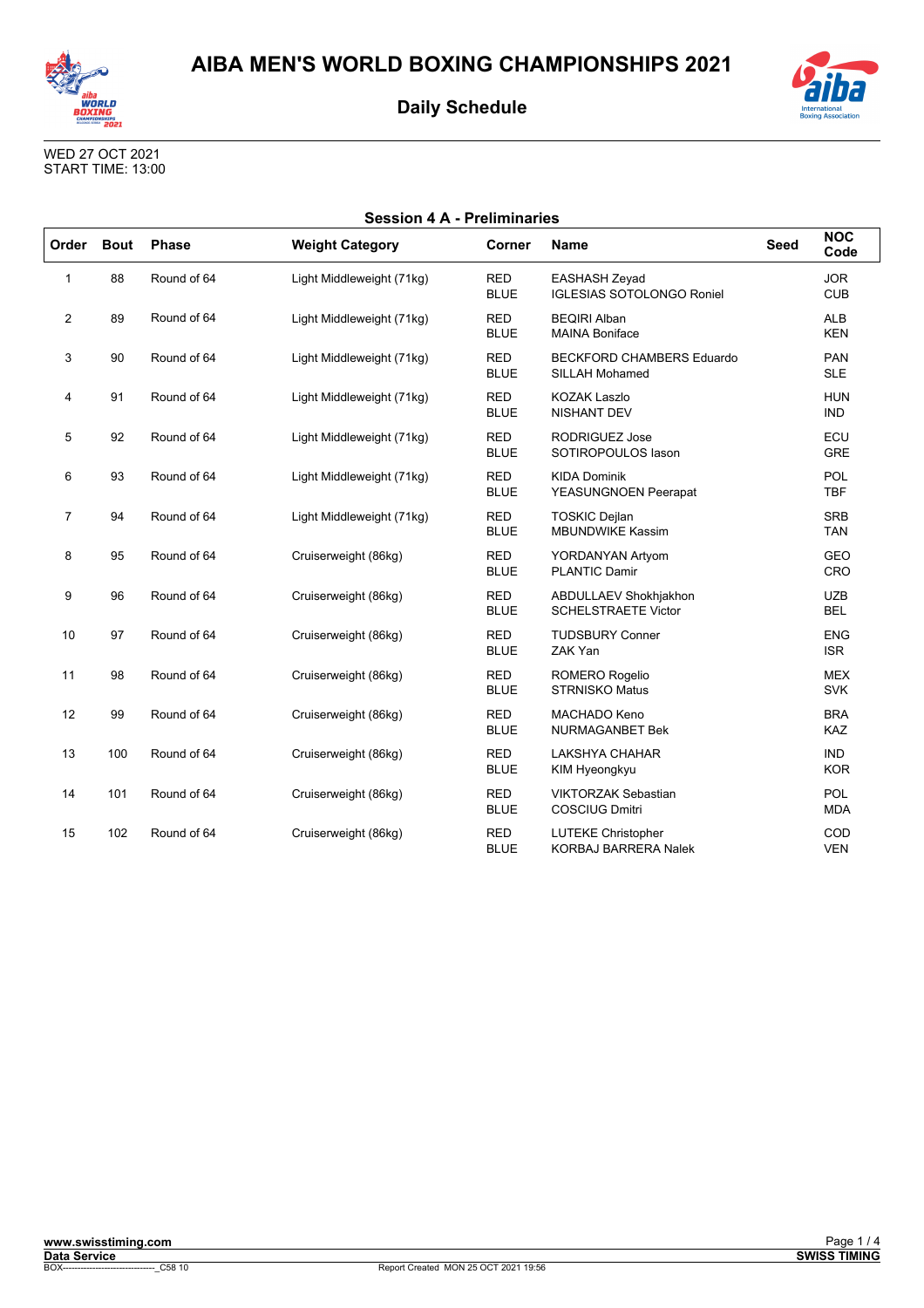# AIBA MEN'S WORLD BOXING CHAMPIONSHIPS 2021

## Daily Schedule

WED 27 OCT 2021
START TIME: 13:00

### Session 4 A - Preliminaries

| Order | Bout | Phase | Weight Category | Corner | Name | Seed | NOC Code |
|---|---|---|---|---|---|---|---|
| 1 | 88 | Round of 64 | Light Middleweight (71kg) | RED<br>BLUE | EASHASH Zeyad<br>IGLESIAS SOTOLONGO Roniel | | JOR<br>CUB |
| 2 | 89 | Round of 64 | Light Middleweight (71kg) | RED<br>BLUE | BEQIRI Alban<br>MAINA Boniface | | ALB<br>KEN |
| 3 | 90 | Round of 64 | Light Middleweight (71kg) | RED<br>BLUE | BECKFORD CHAMBERS Eduardo<br>SILLAH Mohamed | | PAN<br>SLE |
| 4 | 91 | Round of 64 | Light Middleweight (71kg) | RED<br>BLUE | KOZAK Laszlo<br>NISHANT DEV | | HUN<br>IND |
| 5 | 92 | Round of 64 | Light Middleweight (71kg) | RED<br>BLUE | RODRIGUEZ Jose<br>SOTIROPOULOS Iason | | ECU<br>GRE |
| 6 | 93 | Round of 64 | Light Middleweight (71kg) | RED<br>BLUE | KIDA Dominik<br>YEASUNGNOEN Peerapat | | POL<br>TBF |
| 7 | 94 | Round of 64 | Light Middleweight (71kg) | RED<br>BLUE | TOSKIC Dejlan<br>MBUNDWIKE Kassim | | SRB<br>TAN |
| 8 | 95 | Round of 64 | Cruiserweight (86kg) | RED<br>BLUE | YORDANYAN Artyom<br>PLANTIC Damir | | GEO<br>CRO |
| 9 | 96 | Round of 64 | Cruiserweight (86kg) | RED<br>BLUE | ABDULLAEV Shokhjakhon<br>SCHELSTRAETE Victor | | UZB<br>BEL |
| 10 | 97 | Round of 64 | Cruiserweight (86kg) | RED<br>BLUE | TUDSBURY Conner<br>ZAK Yan | | ENG<br>ISR |
| 11 | 98 | Round of 64 | Cruiserweight (86kg) | RED<br>BLUE | ROMERO Rogelio<br>STRNISKO Matus | | MEX<br>SVK |
| 12 | 99 | Round of 64 | Cruiserweight (86kg) | RED<br>BLUE | MACHADO Keno<br>NURMAGANBET Bek | | BRA<br>KAZ |
| 13 | 100 | Round of 64 | Cruiserweight (86kg) | RED<br>BLUE | LAKSHYA CHAHAR<br>KIM Hyeongkyu | | IND<br>KOR |
| 14 | 101 | Round of 64 | Cruiserweight (86kg) | RED<br>BLUE | VIKTORZAK Sebastian<br>COSCIUG Dmitri | | POL<br>MDA |
| 15 | 102 | Round of 64 | Cruiserweight (86kg) | RED<br>BLUE | LUTEKE Christopher<br>KORBAJ BARRERA Nalek | | COD<br>VEN |

www.swisstiming.com
Data Service
BOX-------------------------------_C58 10
Report Created MON 25 OCT 2021 19:56
SWISS TIMING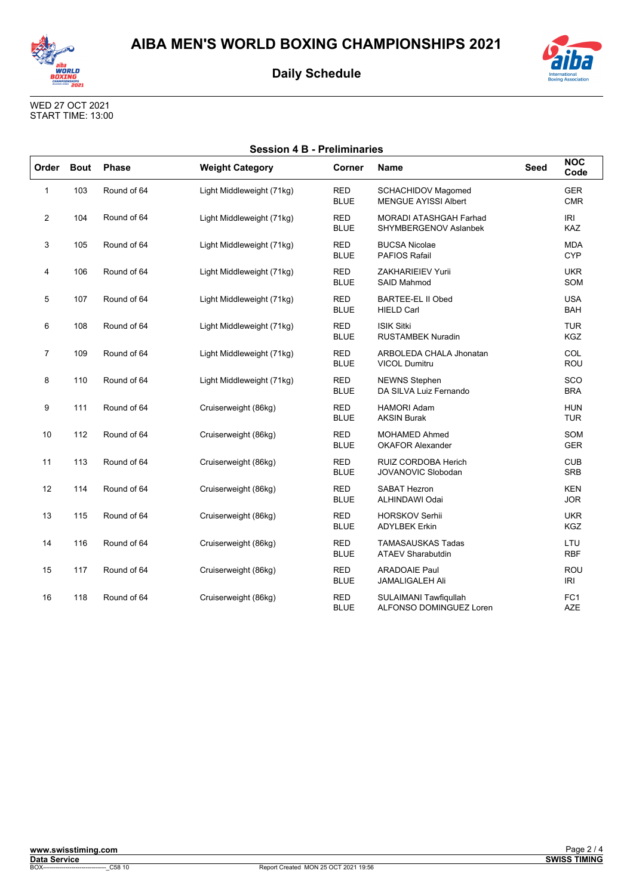# AIBA MEN'S WORLD BOXING CHAMPIONSHIPS 2021

## Daily Schedule

WED 27 OCT 2021
START TIME: 13:00

### Session 4 B - Preliminaries

| Order | Bout | Phase | Weight Category | Corner | Name | Seed | NOC Code |
|---|---|---|---|---|---|---|---|
| 1 | 103 | Round of 64 | Light Middleweight (71kg) | RED<br>BLUE | SCHACHIDOV Magomed<br>MENGUE AYISSI Albert | | GER<br>CMR |
| 2 | 104 | Round of 64 | Light Middleweight (71kg) | RED<br>BLUE | MORADI ATASHGAH Farhad<br>SHYMBERGENOV Aslanbek | | IRI<br>KAZ |
| 3 | 105 | Round of 64 | Light Middleweight (71kg) | RED<br>BLUE | BUCSA Nicolae<br>PAFIOS Rafail | | MDA<br>CYP |
| 4 | 106 | Round of 64 | Light Middleweight (71kg) | RED<br>BLUE | ZAKHARIEIEV Yurii<br>SAID Mahmod | | UKR<br>SOM |
| 5 | 107 | Round of 64 | Light Middleweight (71kg) | RED<br>BLUE | BARTEE-EL II Obed<br>HIELD Carl | | USA<br>BAH |
| 6 | 108 | Round of 64 | Light Middleweight (71kg) | RED<br>BLUE | ISIK Sitki<br>RUSTAMBEK Nuradin | | TUR<br>KGZ |
| 7 | 109 | Round of 64 | Light Middleweight (71kg) | RED<br>BLUE | ARBOLEDA CHALA Jhonatan<br>VICOL Dumitru | | COL<br>ROU |
| 8 | 110 | Round of 64 | Light Middleweight (71kg) | RED<br>BLUE | NEWNS Stephen<br>DA SILVA Luiz Fernando | | SCO<br>BRA |
| 9 | 111 | Round of 64 | Cruiserweight (86kg) | RED<br>BLUE | HAMORI Adam<br>AKSIN Burak | | HUN<br>TUR |
| 10 | 112 | Round of 64 | Cruiserweight (86kg) | RED<br>BLUE | MOHAMED Ahmed<br>OKAFOR Alexander | | SOM<br>GER |
| 11 | 113 | Round of 64 | Cruiserweight (86kg) | RED<br>BLUE | RUIZ CORDOBA Herich<br>JOVANOVIC Slobodan | | CUB<br>SRB |
| 12 | 114 | Round of 64 | Cruiserweight (86kg) | RED<br>BLUE | SABAT Hezron<br>ALHINDAWI Odai | | KEN<br>JOR |
| 13 | 115 | Round of 64 | Cruiserweight (86kg) | RED<br>BLUE | HORSKOV Serhii<br>ADYLBEK Erkin | | UKR<br>KGZ |
| 14 | 116 | Round of 64 | Cruiserweight (86kg) | RED<br>BLUE | TAMASAUSKAS Tadas<br>ATAEV Sharabutdin | | LTU<br>RBF |
| 15 | 117 | Round of 64 | Cruiserweight (86kg) | RED<br>BLUE | ARADOAIE Paul<br>JAMALIGALEH Ali | | ROU<br>IRI |
| 16 | 118 | Round of 64 | Cruiserweight (86kg) | RED<br>BLUE | SULAIMANI Tawfiqullah<br>ALFONSO DOMINGUEZ Loren | | FC1<br>AZE |

www.swisstiming.com
Data Service
BOX------------------------------_C58 10 Report Created MON 25 OCT 2021 19:56
SWISS TIMING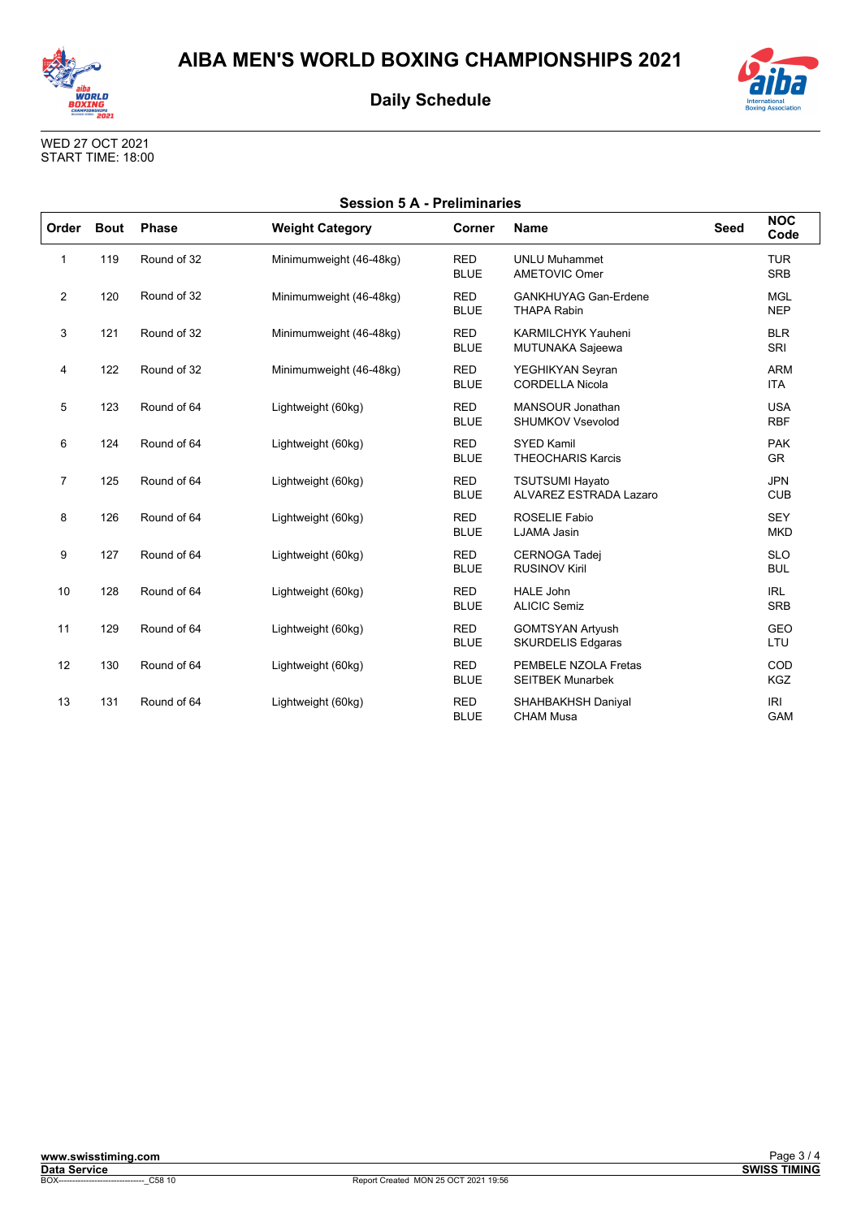# AIBA MEN'S WORLD BOXING CHAMPIONSHIPS 2021

## Daily Schedule

WED 27 OCT 2021
START TIME: 18:00

### Session 5 A - Preliminaries

| Order | Bout | Phase | Weight Category | Corner | Name | Seed | NOC Code |
|---|---|---|---|---|---|---|---|
| 1 | 119 | Round of 32 | Minimumweight (46-48kg) | RED<br>BLUE | UNLU Muhammet<br>AMETOVIC Omer | | TUR<br>SRB |
| 2 | 120 | Round of 32 | Minimumweight (46-48kg) | RED<br>BLUE | GANKHUYAG Gan-Erdene<br>THAPA Rabin | | MGL<br>NEP |
| 3 | 121 | Round of 32 | Minimumweight (46-48kg) | RED<br>BLUE | KARMILCHYK Yauheni<br>MUTUNAKA Sajeewa | | BLR<br>SRI |
| 4 | 122 | Round of 32 | Minimumweight (46-48kg) | RED<br>BLUE | YEGHIKYAN Seyran<br>CORDELLA Nicola | | ARM<br>ITA |
| 5 | 123 | Round of 64 | Lightweight (60kg) | RED<br>BLUE | MANSOUR Jonathan<br>SHUMKOV Vsevolod | | USA<br>RBF |
| 6 | 124 | Round of 64 | Lightweight (60kg) | RED<br>BLUE | SYED Kamil<br>THEOCHARIS Karcis | | PAK<br>GR |
| 7 | 125 | Round of 64 | Lightweight (60kg) | RED<br>BLUE | TSUTSUMI Hayato<br>ALVAREZ ESTRADA Lazaro | | JPN<br>CUB |
| 8 | 126 | Round of 64 | Lightweight (60kg) | RED<br>BLUE | ROSELIE Fabio<br>LJAMA Jasin | | SEY<br>MKD |
| 9 | 127 | Round of 64 | Lightweight (60kg) | RED<br>BLUE | CERNOGA Tadej<br>RUSINOV Kiril | | SLO<br>BUL |
| 10 | 128 | Round of 64 | Lightweight (60kg) | RED<br>BLUE | HALE John<br>ALICIC Semiz | | IRL<br>SRB |
| 11 | 129 | Round of 64 | Lightweight (60kg) | RED<br>BLUE | GOMTSYAN Artyush<br>SKURDELIS Edgaras | | GEO<br>LTU |
| 12 | 130 | Round of 64 | Lightweight (60kg) | RED<br>BLUE | PEMBELE NZOLA Fretas<br>SEITBEK Munarbek | | COD<br>KGZ |
| 13 | 131 | Round of 64 | Lightweight (60kg) | RED<br>BLUE | SHAHBAKHSH Daniyal<br>CHAM Musa | | IRI<br>GAM |

www.swisstiming.com
Data Service
BOX-------------------------------_C58 10
Report Created MON 25 OCT 2021 19:56
SWISS TIMING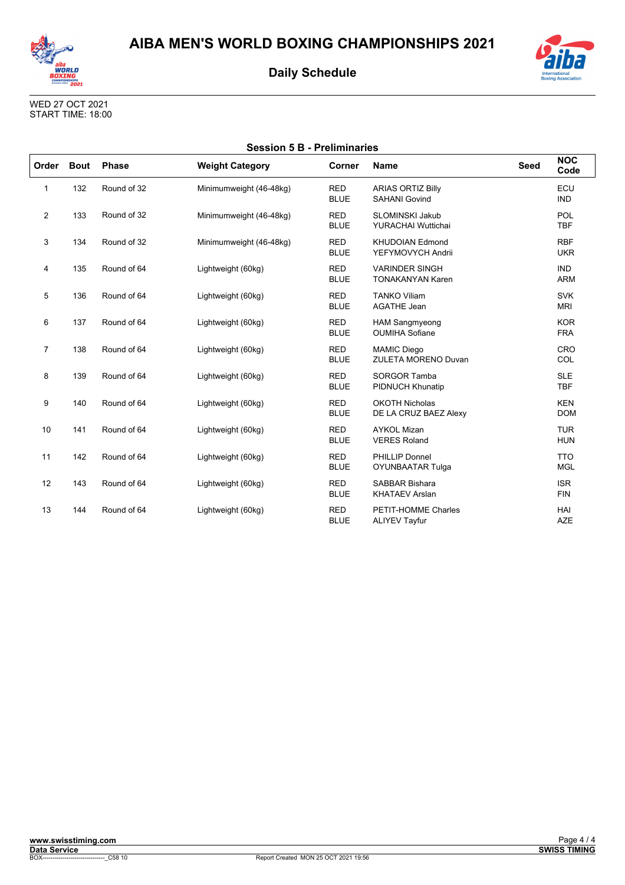# AIBA MEN'S WORLD BOXING CHAMPIONSHIPS 2021

## Daily Schedule

WED 27 OCT 2021
START TIME: 18:00

### Session 5 B - Preliminaries

| Order | Bout | Phase | Weight Category | Corner | Name | Seed | NOC Code |
|---|---|---|---|---|---|---|---|
| 1 | 132 | Round of 32 | Minimumweight (46-48kg) | RED<br>BLUE | ARIAS ORTIZ Billy<br>SAHANI Govind | | ECU<br>IND |
| 2 | 133 | Round of 32 | Minimumweight (46-48kg) | RED<br>BLUE | SLOMINSKI Jakub<br>YURACHAI Wuttichai | | POL<br>TBF |
| 3 | 134 | Round of 32 | Minimumweight (46-48kg) | RED<br>BLUE | KHUDOIAN Edmond<br>YEFYMOVYCH Andrii | | RBF<br>UKR |
| 4 | 135 | Round of 64 | Lightweight (60kg) | RED<br>BLUE | VARINDER SINGH<br>TONAKANYAN Karen | | IND<br>ARM |
| 5 | 136 | Round of 64 | Lightweight (60kg) | RED<br>BLUE | TANKO Viliam<br>AGATHE Jean | | SVK<br>MRI |
| 6 | 137 | Round of 64 | Lightweight (60kg) | RED<br>BLUE | HAM Sangmyeong<br>OUMIHA Sofiane | | KOR<br>FRA |
| 7 | 138 | Round of 64 | Lightweight (60kg) | RED<br>BLUE | MAMIC Diego<br>ZULETA MORENO Duvan | | CRO<br>COL |
| 8 | 139 | Round of 64 | Lightweight (60kg) | RED<br>BLUE | SORGOR Tamba<br>PIDNUCH Khunatip | | SLE<br>TBF |
| 9 | 140 | Round of 64 | Lightweight (60kg) | RED<br>BLUE | OKOTH Nicholas<br>DE LA CRUZ BAEZ Alexy | | KEN<br>DOM |
| 10 | 141 | Round of 64 | Lightweight (60kg) | RED<br>BLUE | AYKOL Mizan<br>VERES Roland | | TUR<br>HUN |
| 11 | 142 | Round of 64 | Lightweight (60kg) | RED<br>BLUE | PHILLIP Donnel<br>OYUNBAATAR Tulga | | TTO<br>MGL |
| 12 | 143 | Round of 64 | Lightweight (60kg) | RED<br>BLUE | SABBAR Bishara<br>KHATAEV Arslan | | ISR<br>FIN |
| 13 | 144 | Round of 64 | Lightweight (60kg) | RED<br>BLUE | PETIT-HOMME Charles<br>ALIYEV Tayfur | | HAI<br>AZE |

www.swisstiming.com
Data Service
BOX-------------------------------_C58 10
Report Created MON 25 OCT 2021 19:56
SWISS TIMING